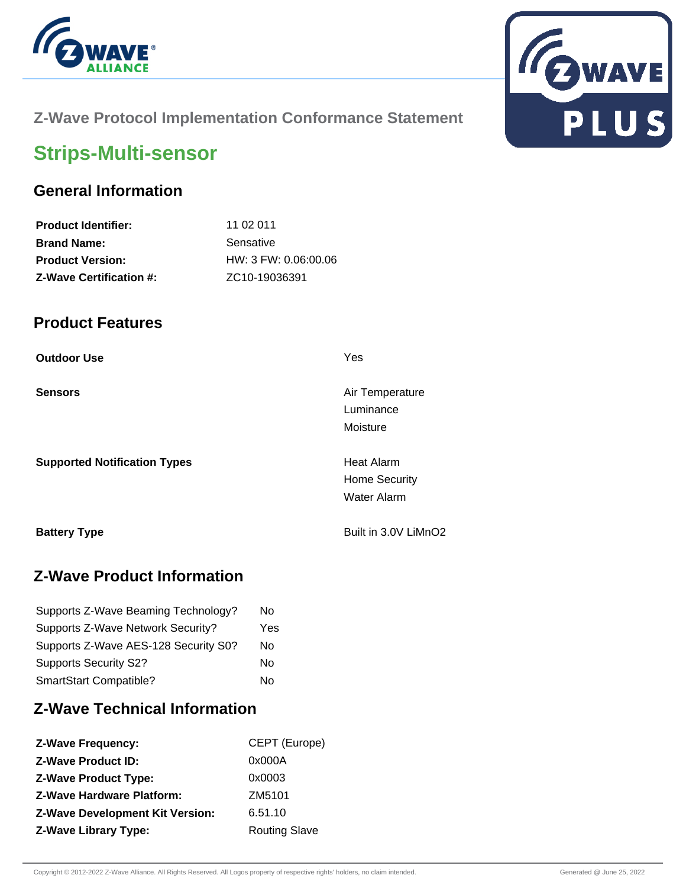## Z-Wave Protocol Implementation Conformance Statement

# Strips-Multi-sensor

## General Information

| | |
|---|---|
| **Product Identifier:** | 11 02 011 |
| **Brand Name:** | Sensative |
| **Product Version:** | HW: 3 FW: 0.06:00.06 |
| **Z-Wave Certification #:** | ZC10-19036391 |

## Product Features

| | |
|---|---|
| **Outdoor Use** | Yes |
| **Sensors** | Air Temperature<br>Luminance<br>Moisture |
| **Supported Notification Types** | Heat Alarm<br>Home Security<br>Water Alarm |
| **Battery Type** | Built in 3.0V LiMnO2 |

## Z-Wave Product Information

| | |
|---|---|
| Supports Z-Wave Beaming Technology? | No |
| Supports Z-Wave Network Security? | Yes |
| Supports Z-Wave AES-128 Security S0? | No |
| Supports Security S2? | No |
| SmartStart Compatible? | No |

## Z-Wave Technical Information

| | |
|---|---|
| **Z-Wave Frequency:** | CEPT (Europe) |
| **Z-Wave Product ID:** | 0x000A |
| **Z-Wave Product Type:** | 0x0003 |
| **Z-Wave Hardware Platform:** | ZM5101 |
| **Z-Wave Development Kit Version:** | 6.51.10 |
| **Z-Wave Library Type:** | Routing Slave |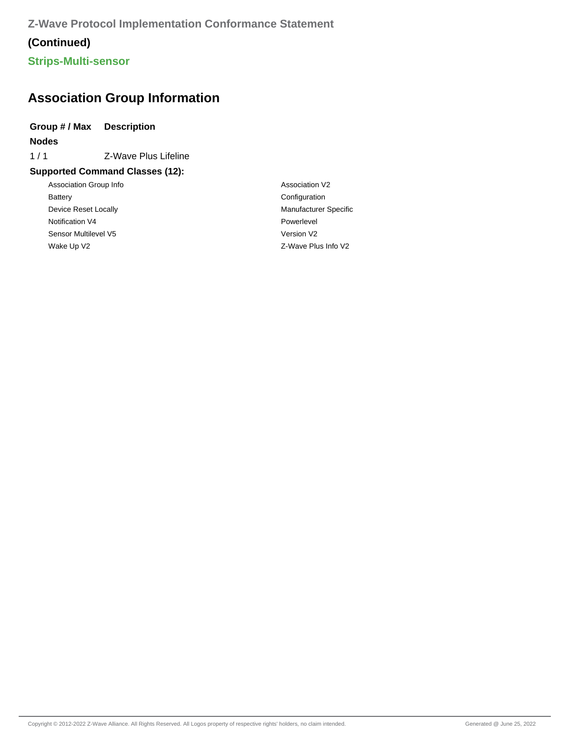Z-Wave Protocol Implementation Conformance Statement

**(Continued)**

**Strips-Multi-sensor**

## Association Group Information

| Group # / Max Nodes | Description |
|---|---|
| 1 / 1 | Z-Wave Plus Lifeline |

**Supported Command Classes (12):**

- Association Group Info
- Association V2
- Battery
- Configuration
- Device Reset Locally
- Manufacturer Specific
- Notification V4
- Powerlevel
- Sensor Multilevel V5
- Version V2
- Wake Up V2
- Z-Wave Plus Info V2